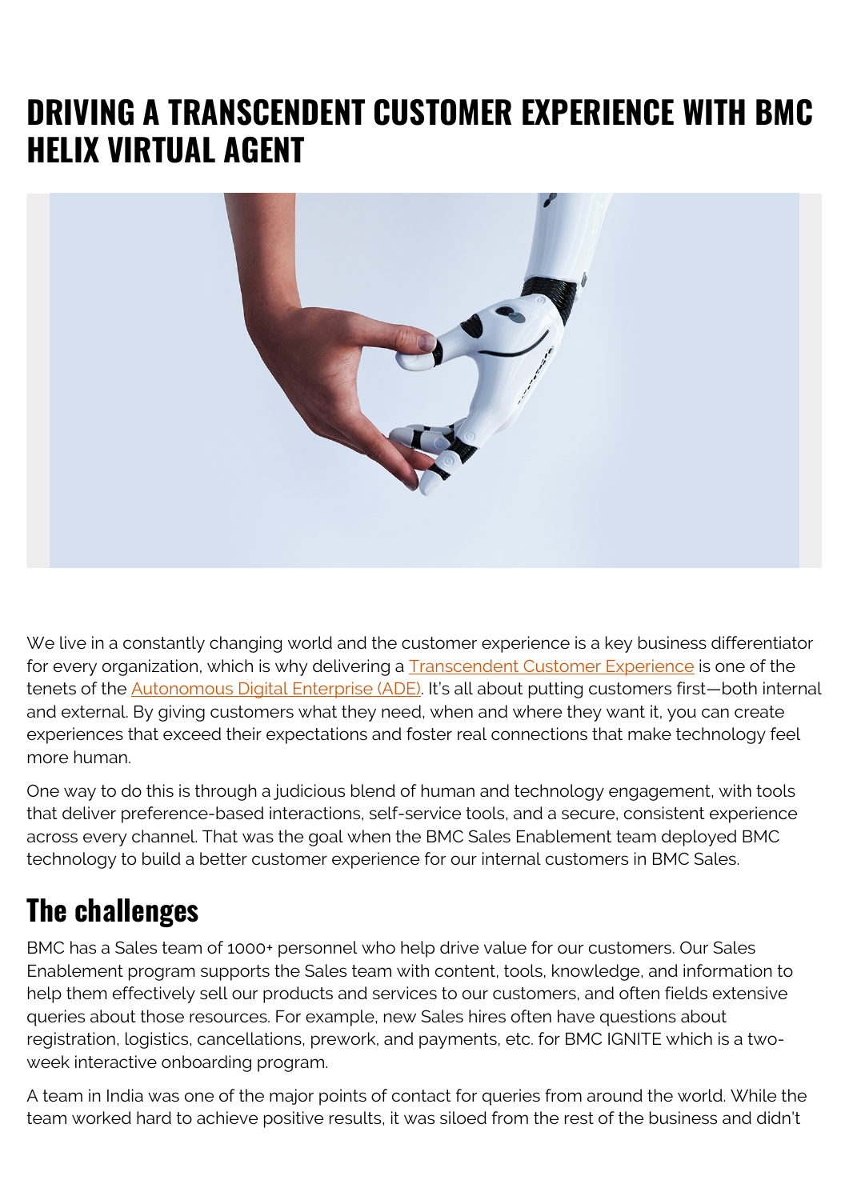# DRIVING A TRANSCENDENT CUSTOMER EXPERIENCE WITH BMC HELIX VIRTUAL AGENT

We live in a constantly changing world and the customer experience is a key business differentiator for every organization, which is why delivering a Transcendent Customer Experience is one of the tenets of the Autonomous Digital Enterprise (ADE). It's all about putting customers first—both internal and external. By giving customers what they need, when and where they want it, you can create experiences that exceed their expectations and foster real connections that make technology feel more human.

One way to do this is through a judicious blend of human and technology engagement, with tools that deliver preference-based interactions, self-service tools, and a secure, consistent experience across every channel. That was the goal when the BMC Sales Enablement team deployed BMC technology to build a better customer experience for our internal customers in BMC Sales.

## The challenges

BMC has a Sales team of 1000+ personnel who help drive value for our customers. Our Sales Enablement program supports the Sales team with content, tools, knowledge, and information to help them effectively sell our products and services to our customers, and often fields extensive queries about those resources. For example, new Sales hires often have questions about registration, logistics, cancellations, prework, and payments, etc. for BMC IGNITE which is a two-week interactive onboarding program.

A team in India was one of the major points of contact for queries from around the world. While the team worked hard to achieve positive results, it was siloed from the rest of the business and didn't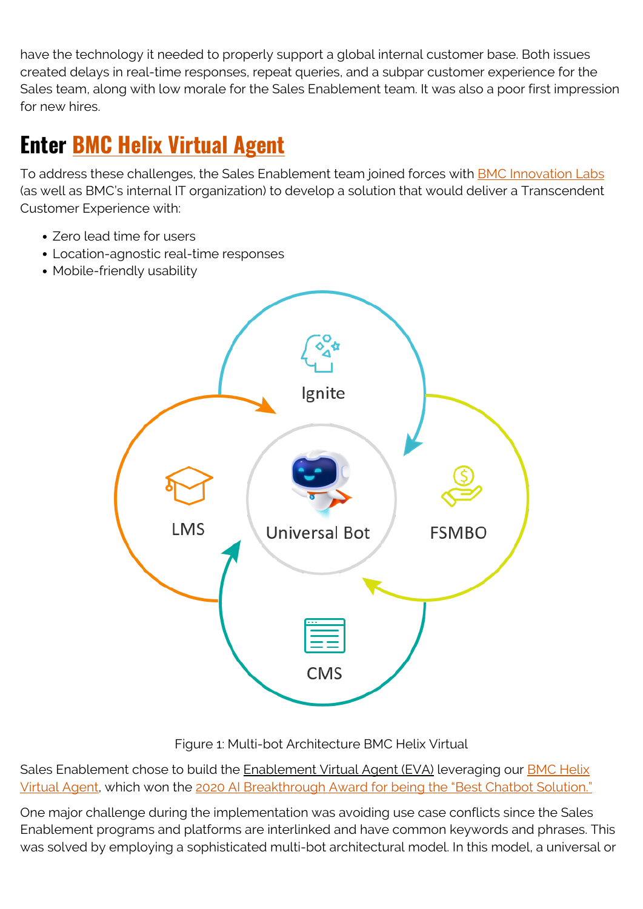have the technology it needed to properly support a global internal customer base. Both issues created delays in real-time responses, repeat queries, and a subpar customer experience for the Sales team, along with low morale for the Sales Enablement team. It was also a poor first impression for new hires.

## Enter BMC Helix Virtual Agent

To address these challenges, the Sales Enablement team joined forces with BMC Innovation Labs (as well as BMC's internal IT organization) to develop a solution that would deliver a Transcendent Customer Experience with:

- Zero lead time for users
- Location-agnostic real-time responses
- Mobile-friendly usability

Ignite

LMS

Universal Bot

FSMBO

CMS

Figure 1: Multi-bot Architecture BMC Helix Virtual

Sales Enablement chose to build the Enablement Virtual Agent (EVA) leveraging our BMC Helix Virtual Agent, which won the 2020 AI Breakthrough Award for being the "Best Chatbot Solution."

One major challenge during the implementation was avoiding use case conflicts since the Sales Enablement programs and platforms are interlinked and have common keywords and phrases. This was solved by employing a sophisticated multi-bot architectural model. In this model, a universal or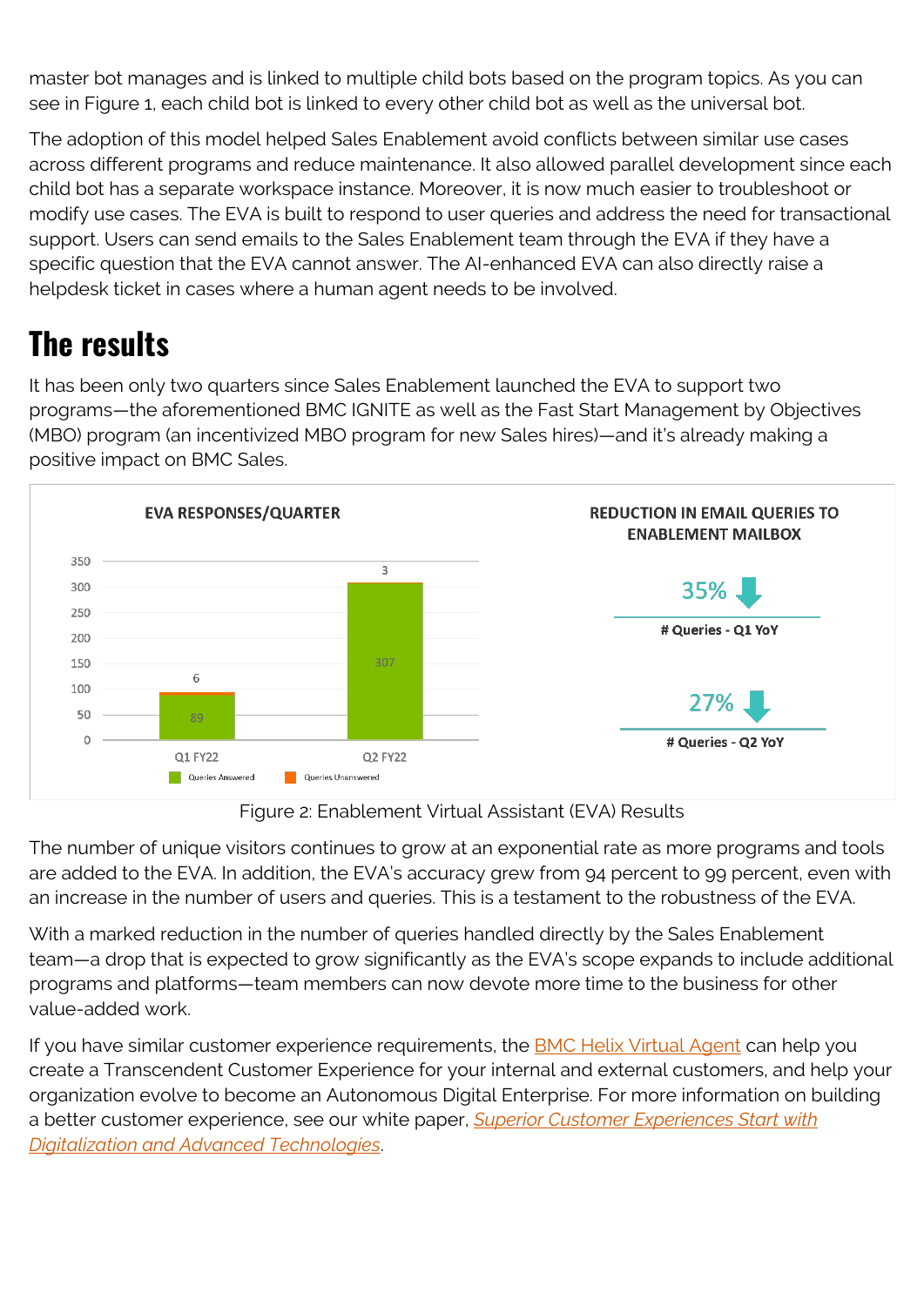master bot manages and is linked to multiple child bots based on the program topics. As you can see in Figure 1, each child bot is linked to every other child bot as well as the universal bot.

The adoption of this model helped Sales Enablement avoid conflicts between similar use cases across different programs and reduce maintenance. It also allowed parallel development since each child bot has a separate workspace instance. Moreover, it is now much easier to troubleshoot or modify use cases. The EVA is built to respond to user queries and address the need for transactional support. Users can send emails to the Sales Enablement team through the EVA if they have a specific question that the EVA cannot answer. The AI-enhanced EVA can also directly raise a helpdesk ticket in cases where a human agent needs to be involved.

# The results

It has been only two quarters since Sales Enablement launched the EVA to support two programs—the aforementioned BMC IGNITE as well as the Fast Start Management by Objectives (MBO) program (an incentivized MBO program for new Sales hires)—and it's already making a positive impact on BMC Sales.

EVA RESPONSES/QUARTER

350
300
250
200
150
100
50
0

6
89
Q1 FY22

3
307
Q2 FY22

Queries Answered
Queries Unanswered

REDUCTION IN EMAIL QUERIES TO ENABLEMENT MAILBOX

35%
# Queries - Q1 YoY

27%
# Queries - Q2 YoY

Figure 2: Enablement Virtual Assistant (EVA) Results

The number of unique visitors continues to grow at an exponential rate as more programs and tools are added to the EVA. In addition, the EVA's accuracy grew from 94 percent to 99 percent, even with an increase in the number of users and queries. This is a testament to the robustness of the EVA.

With a marked reduction in the number of queries handled directly by the Sales Enablement team—a drop that is expected to grow significantly as the EVA's scope expands to include additional programs and platforms—team members can now devote more time to the business for other value-added work.

If you have similar customer experience requirements, the BMC Helix Virtual Agent can help you create a Transcendent Customer Experience for your internal and external customers, and help your organization evolve to become an Autonomous Digital Enterprise. For more information on building a better customer experience, see our white paper, *Superior Customer Experiences Start with Digitalization and Advanced Technologies*.